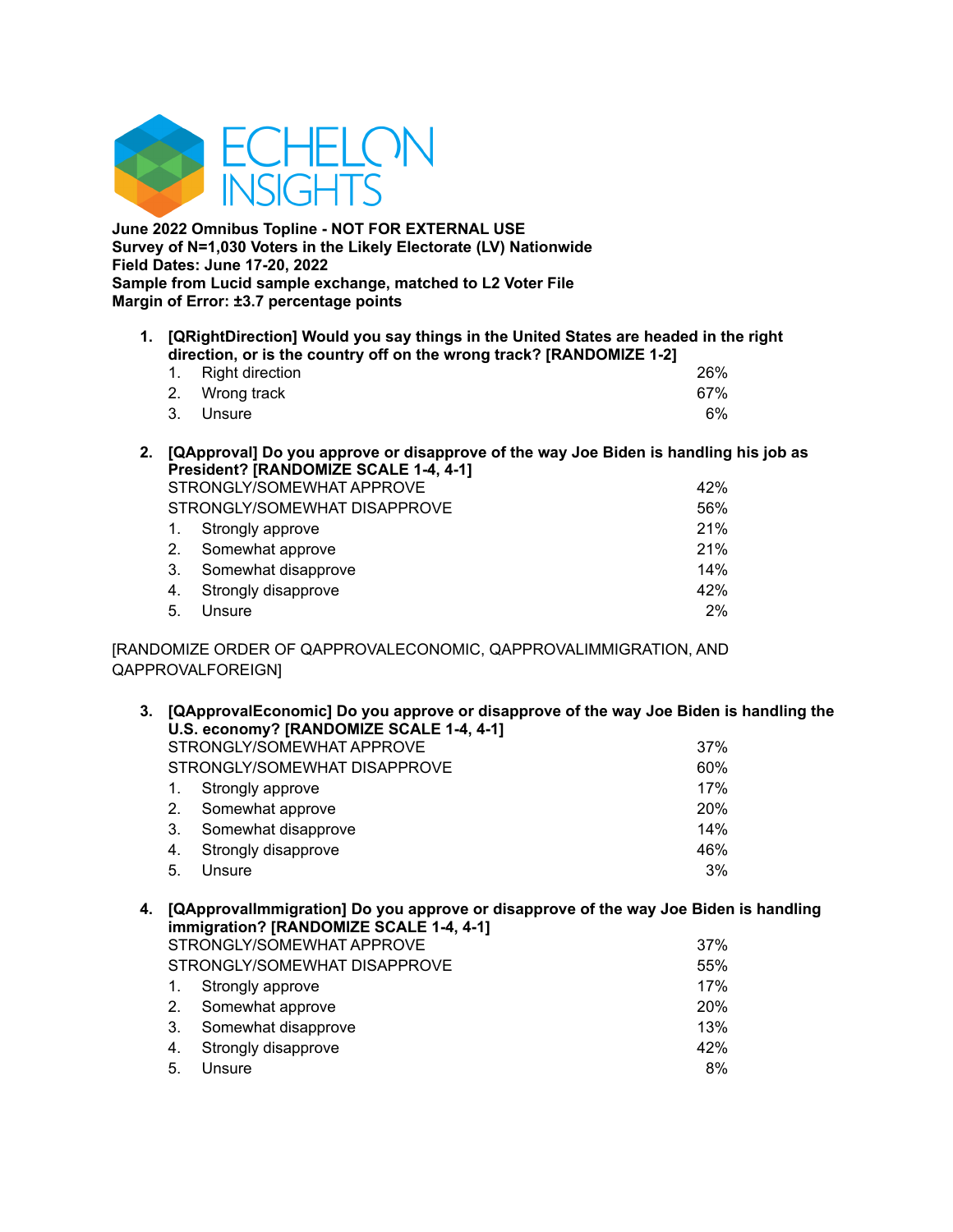ECHELON INSIGHTS

**June 2022 Omnibus Topline - NOT FOR EXTERNAL USE**
**Survey of N=1,030 Voters in the Likely Electorate (LV) Nationwide**
**Field Dates: June 17-20, 2022**
**Sample from Lucid sample exchange, matched to L2 Voter File**
**Margin of Error: ±3.7 percentage points**

**1. [QRightDirection] Would you say things in the United States are headed in the right direction, or is the country off on the wrong track? [RANDOMIZE 1-2]**

| | |
|---|---|
| 1. Right direction | 26% |
| 2. Wrong track | 67% |
| 3. Unsure | 6% |

**2. [QApproval] Do you approve or disapprove of the way Joe Biden is handling his job as President? [RANDOMIZE SCALE 1-4, 4-1]**

| | |
|---|---|
| STRONGLY/SOMEWHAT APPROVE | 42% |
| STRONGLY/SOMEWHAT DISAPPROVE | 56% |
| 1. Strongly approve | 21% |
| 2. Somewhat approve | 21% |
| 3. Somewhat disapprove | 14% |
| 4. Strongly disapprove | 42% |
| 5. Unsure | 2% |

[RANDOMIZE ORDER OF QAPPROVALECONOMIC, QAPPROVALIMMIGRATION, AND QAPPROVALFOREIGN]

**3. [QApprovalEconomic] Do you approve or disapprove of the way Joe Biden is handling the U.S. economy? [RANDOMIZE SCALE 1-4, 4-1]**

| | |
|---|---|
| STRONGLY/SOMEWHAT APPROVE | 37% |
| STRONGLY/SOMEWHAT DISAPPROVE | 60% |
| 1. Strongly approve | 17% |
| 2. Somewhat approve | 20% |
| 3. Somewhat disapprove | 14% |
| 4. Strongly disapprove | 46% |
| 5. Unsure | 3% |

**4. [QApprovalImmigration] Do you approve or disapprove of the way Joe Biden is handling immigration? [RANDOMIZE SCALE 1-4, 4-1]**

| | |
|---|---|
| STRONGLY/SOMEWHAT APPROVE | 37% |
| STRONGLY/SOMEWHAT DISAPPROVE | 55% |
| 1. Strongly approve | 17% |
| 2. Somewhat approve | 20% |
| 3. Somewhat disapprove | 13% |
| 4. Strongly disapprove | 42% |
| 5. Unsure | 8% |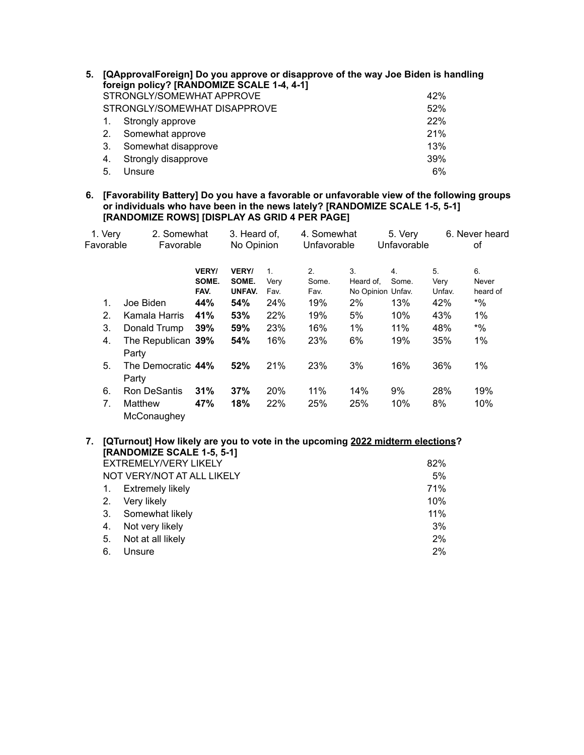**5. [QApprovalForeign] Do you approve or disapprove of the way Joe Biden is handling foreign policy? [RANDOMIZE SCALE 1-4, 4-1]**

| | | |
|---|---|---|
| | STRONGLY/SOMEWHAT APPROVE | 42% |
| | STRONGLY/SOMEWHAT DISAPPROVE | 52% |
| 1. | Strongly approve | 22% |
| 2. | Somewhat approve | 21% |
| 3. | Somewhat disapprove | 13% |
| 4. | Strongly disapprove | 39% |
| 5. | Unsure | 6% |

**6. [Favorability Battery] Do you have a favorable or unfavorable view of the following groups or individuals who have been in the news lately? [RANDOMIZE SCALE 1-5, 5-1] [RANDOMIZE ROWS] [DISPLAY AS GRID 4 PER PAGE]**

1. Very Favorable | 2. Somewhat Favorable | 3. Heard of, No Opinion | 4. Somewhat Unfavorable | 5. Very Unfavorable | 6. Never heard of

| | | VERY/ SOME. FAV. | VERY/ SOME. UNFAV. | 1. Very Fav. | 2. Some. Fav. | 3. Heard of, No Opinion | 4. Some. Unfav. | 5. Very Unfav. | 6. Never heard of |
|---|---|---|---|---|---|---|---|---|---|
| 1. | Joe Biden | **44%** | **54%** | 24% | 19% | 2% | 13% | 42% | *% |
| 2. | Kamala Harris | **41%** | **53%** | 22% | 19% | 5% | 10% | 43% | 1% |
| 3. | Donald Trump | **39%** | **59%** | 23% | 16% | 1% | 11% | 48% | *% |
| 4. | The Republican Party | **39%** | **54%** | 16% | 23% | 6% | 19% | 35% | 1% |
| 5. | The Democratic Party | **44%** | **52%** | 21% | 23% | 3% | 16% | 36% | 1% |
| 6. | Ron DeSantis | **31%** | **37%** | 20% | 11% | 14% | 9% | 28% | 19% |
| 7. | Matthew McConaughey | **47%** | **18%** | 22% | 25% | 25% | 10% | 8% | 10% |

**7. [QTurnout] How likely are you to vote in the upcoming 2022 midterm elections? [RANDOMIZE SCALE 1-5, 5-1]**

| | | |
|---|---|---|
| | EXTREMELY/VERY LIKELY | 82% |
| | NOT VERY/NOT AT ALL LIKELY | 5% |
| 1. | Extremely likely | 71% |
| 2. | Very likely | 10% |
| 3. | Somewhat likely | 11% |
| 4. | Not very likely | 3% |
| 5. | Not at all likely | 2% |
| 6. | Unsure | 2% |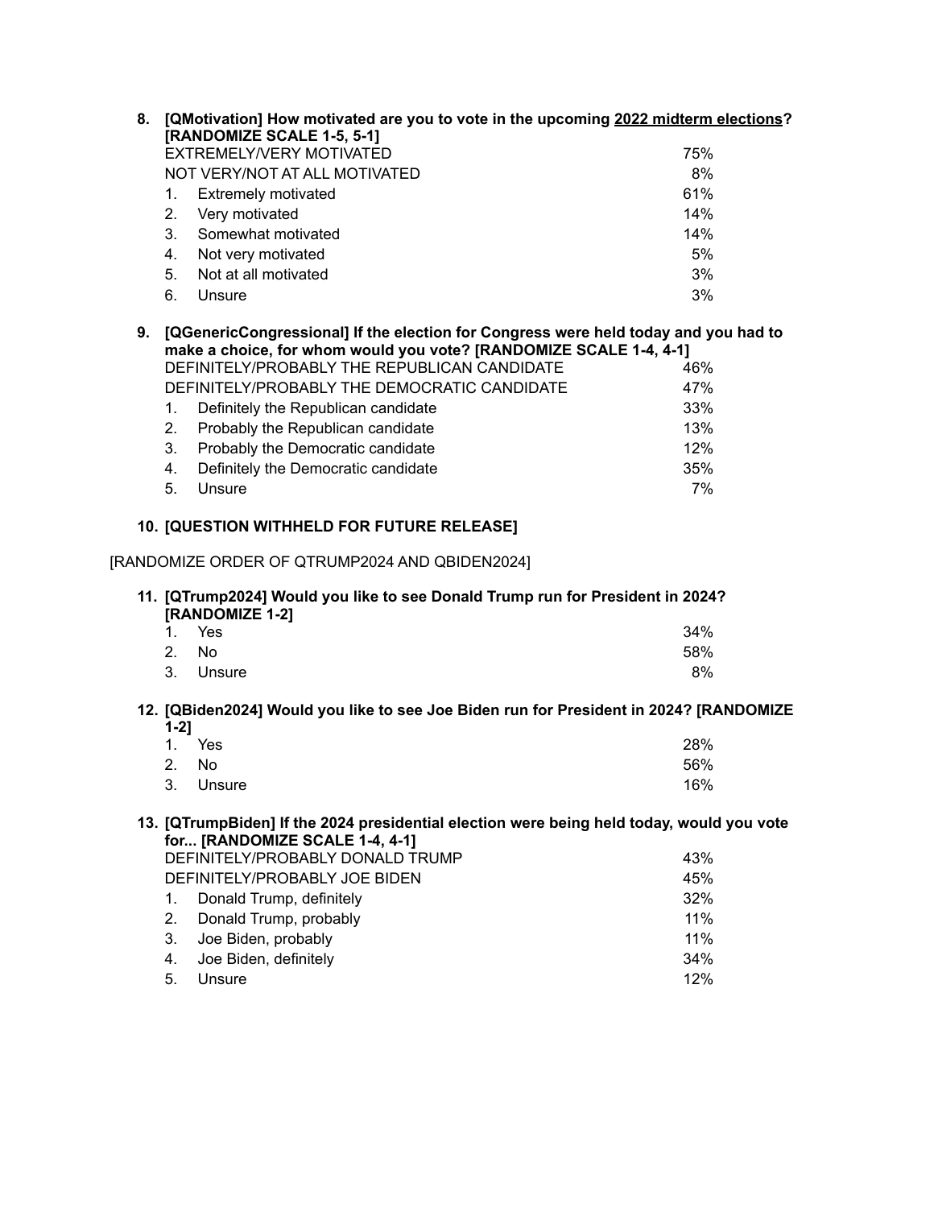**8. [QMotivation] How motivated are you to vote in the upcoming <u>2022 midterm elections</u>? [RANDOMIZE SCALE 1-5, 5-1]**

| | |
|---|---|
| EXTREMELY/VERY MOTIVATED | 75% |
| NOT VERY/NOT AT ALL MOTIVATED | 8% |
| 1. Extremely motivated | 61% |
| 2. Very motivated | 14% |
| 3. Somewhat motivated | 14% |
| 4. Not very motivated | 5% |
| 5. Not at all motivated | 3% |
| 6. Unsure | 3% |

**9. [QGenericCongressional] If the election for Congress were held today and you had to make a choice, for whom would you vote? [RANDOMIZE SCALE 1-4, 4-1]**

| | |
|---|---|
| DEFINITELY/PROBABLY THE REPUBLICAN CANDIDATE | 46% |
| DEFINITELY/PROBABLY THE DEMOCRATIC CANDIDATE | 47% |
| 1. Definitely the Republican candidate | 33% |
| 2. Probably the Republican candidate | 13% |
| 3. Probably the Democratic candidate | 12% |
| 4. Definitely the Democratic candidate | 35% |
| 5. Unsure | 7% |

**10. [QUESTION WITHHELD FOR FUTURE RELEASE]**

[RANDOMIZE ORDER OF QTRUMP2024 AND QBIDEN2024]

**11. [QTrump2024] Would you like to see Donald Trump run for President in 2024? [RANDOMIZE 1-2]**

| | |
|---|---|
| 1. Yes | 34% |
| 2. No | 58% |
| 3. Unsure | 8% |

**12. [QBiden2024] Would you like to see Joe Biden run for President in 2024? [RANDOMIZE 1-2]**

| | |
|---|---|
| 1. Yes | 28% |
| 2. No | 56% |
| 3. Unsure | 16% |

**13. [QTrumpBiden] If the 2024 presidential election were being held today, would you vote for... [RANDOMIZE SCALE 1-4, 4-1]**

| | |
|---|---|
| DEFINITELY/PROBABLY DONALD TRUMP | 43% |
| DEFINITELY/PROBABLY JOE BIDEN | 45% |
| 1. Donald Trump, definitely | 32% |
| 2. Donald Trump, probably | 11% |
| 3. Joe Biden, probably | 11% |
| 4. Joe Biden, definitely | 34% |
| 5. Unsure | 12% |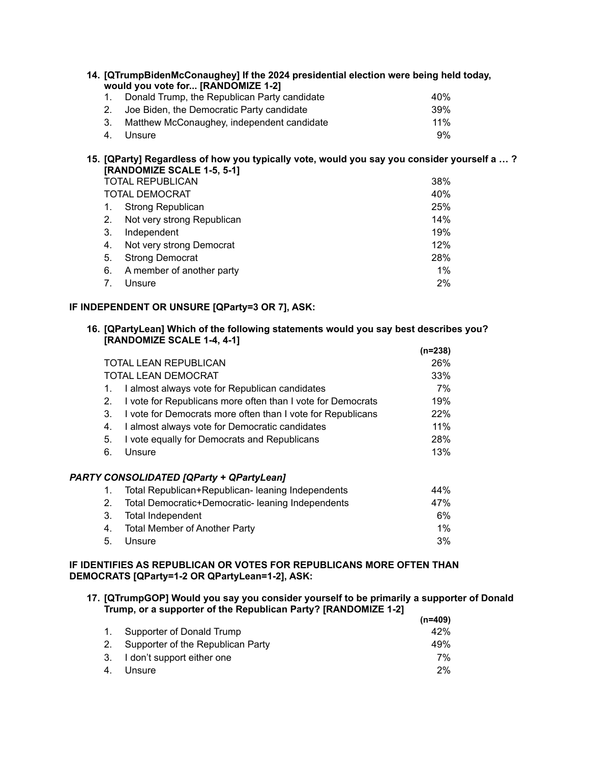**14. [QTrumpBidenMcConaughey] If the 2024 presidential election were being held today, would you vote for... [RANDOMIZE 1-2]**

| | |
|---|---|
| 1. Donald Trump, the Republican Party candidate | 40% |
| 2. Joe Biden, the Democratic Party candidate | 39% |
| 3. Matthew McConaughey, independent candidate | 11% |
| 4. Unsure | 9% |

**15. [QParty] Regardless of how you typically vote, would you say you consider yourself a … ? [RANDOMIZE SCALE 1-5, 5-1]**

| | |
|---|---|
| TOTAL REPUBLICAN | 38% |
| TOTAL DEMOCRAT | 40% |
| 1. Strong Republican | 25% |
| 2. Not very strong Republican | 14% |
| 3. Independent | 19% |
| 4. Not very strong Democrat | 12% |
| 5. Strong Democrat | 28% |
| 6. A member of another party | 1% |
| 7. Unsure | 2% |

**IF INDEPENDENT OR UNSURE [QParty=3 OR 7], ASK:**

**16. [QPartyLean] Which of the following statements would you say best describes you? [RANDOMIZE SCALE 1-4, 4-1]**

| | (n=238) |
|---|---|
| TOTAL LEAN REPUBLICAN | 26% |
| TOTAL LEAN DEMOCRAT | 33% |
| 1. I almost always vote for Republican candidates | 7% |
| 2. I vote for Republicans more often than I vote for Democrats | 19% |
| 3. I vote for Democrats more often than I vote for Republicans | 22% |
| 4. I almost always vote for Democratic candidates | 11% |
| 5. I vote equally for Democrats and Republicans | 28% |
| 6. Unsure | 13% |

***PARTY CONSOLIDATED [QParty + QPartyLean]***

| | |
|---|---|
| 1. Total Republican+Republican- leaning Independents | 44% |
| 2. Total Democratic+Democratic- leaning Independents | 47% |
| 3. Total Independent | 6% |
| 4. Total Member of Another Party | 1% |
| 5. Unsure | 3% |

**IF IDENTIFIES AS REPUBLICAN OR VOTES FOR REPUBLICANS MORE OFTEN THAN DEMOCRATS [QParty=1-2 OR QPartyLean=1-2], ASK:**

**17. [QTrumpGOP] Would you say you consider yourself to be primarily a supporter of Donald Trump, or a supporter of the Republican Party? [RANDOMIZE 1-2]**

| | (n=409) |
|---|---|
| 1. Supporter of Donald Trump | 42% |
| 2. Supporter of the Republican Party | 49% |
| 3. I don't support either one | 7% |
| 4. Unsure | 2% |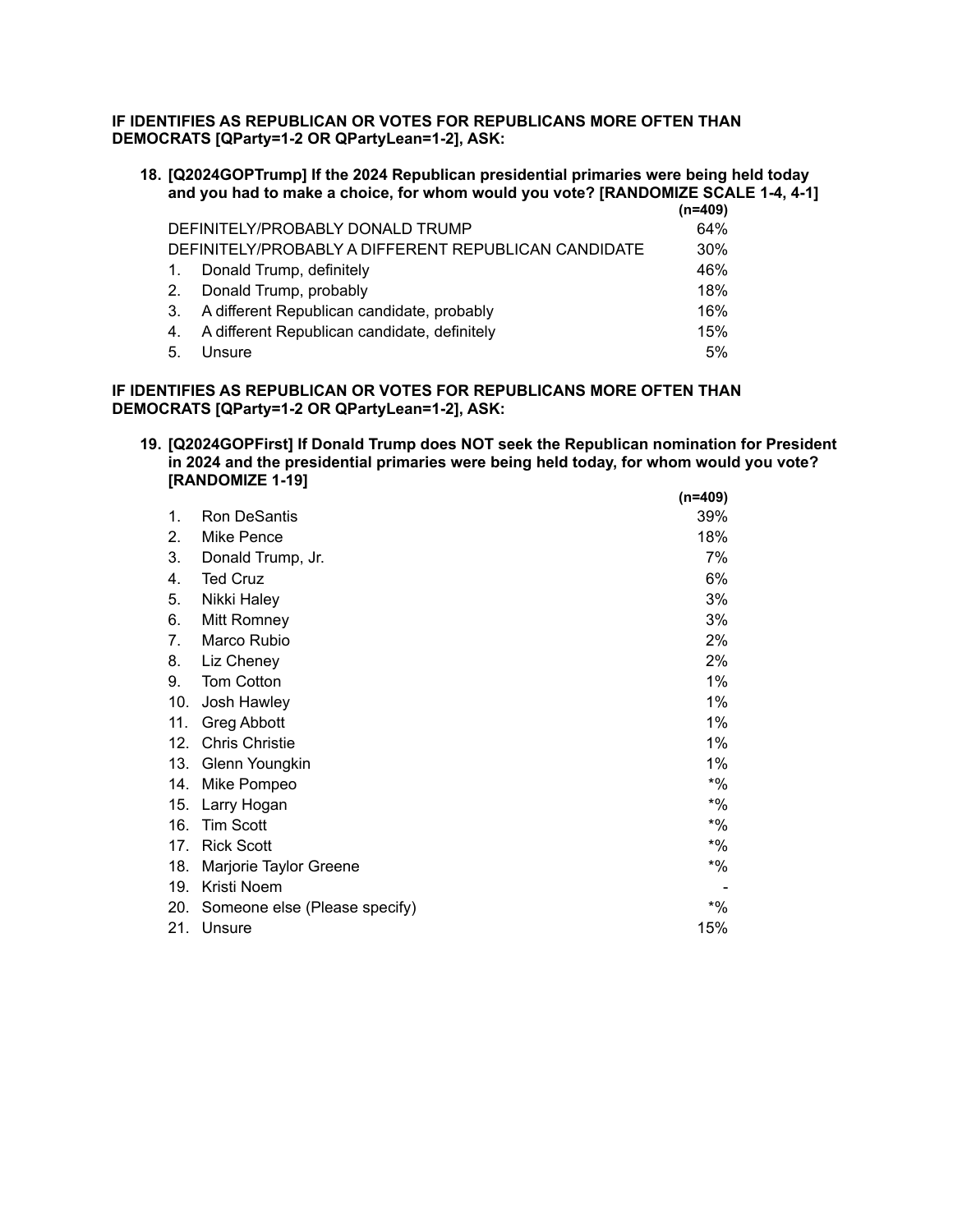**IF IDENTIFIES AS REPUBLICAN OR VOTES FOR REPUBLICANS MORE OFTEN THAN DEMOCRATS [QParty=1-2 OR QPartyLean=1-2], ASK:**

**18. [Q2024GOPTrump] If the 2024 Republican presidential primaries were being held today and you had to make a choice, for whom would you vote? [RANDOMIZE SCALE 1-4, 4-1]**

| | (n=409) |
|---|---|
| DEFINITELY/PROBABLY DONALD TRUMP | 64% |
| DEFINITELY/PROBABLY A DIFFERENT REPUBLICAN CANDIDATE | 30% |
| 1. Donald Trump, definitely | 46% |
| 2. Donald Trump, probably | 18% |
| 3. A different Republican candidate, probably | 16% |
| 4. A different Republican candidate, definitely | 15% |
| 5. Unsure | 5% |

**IF IDENTIFIES AS REPUBLICAN OR VOTES FOR REPUBLICANS MORE OFTEN THAN DEMOCRATS [QParty=1-2 OR QPartyLean=1-2], ASK:**

**19. [Q2024GOPFirst] If Donald Trump does NOT seek the Republican nomination for President in 2024 and the presidential primaries were being held today, for whom would you vote? [RANDOMIZE 1-19]**

| | (n=409) |
|---|---|
| 1. Ron DeSantis | 39% |
| 2. Mike Pence | 18% |
| 3. Donald Trump, Jr. | 7% |
| 4. Ted Cruz | 6% |
| 5. Nikki Haley | 3% |
| 6. Mitt Romney | 3% |
| 7. Marco Rubio | 2% |
| 8. Liz Cheney | 2% |
| 9. Tom Cotton | 1% |
| 10. Josh Hawley | 1% |
| 11. Greg Abbott | 1% |
| 12. Chris Christie | 1% |
| 13. Glenn Youngkin | 1% |
| 14. Mike Pompeo | *% |
| 15. Larry Hogan | *% |
| 16. Tim Scott | *% |
| 17. Rick Scott | *% |
| 18. Marjorie Taylor Greene | *% |
| 19. Kristi Noem | - |
| 20. Someone else (Please specify) | *% |
| 21. Unsure | 15% |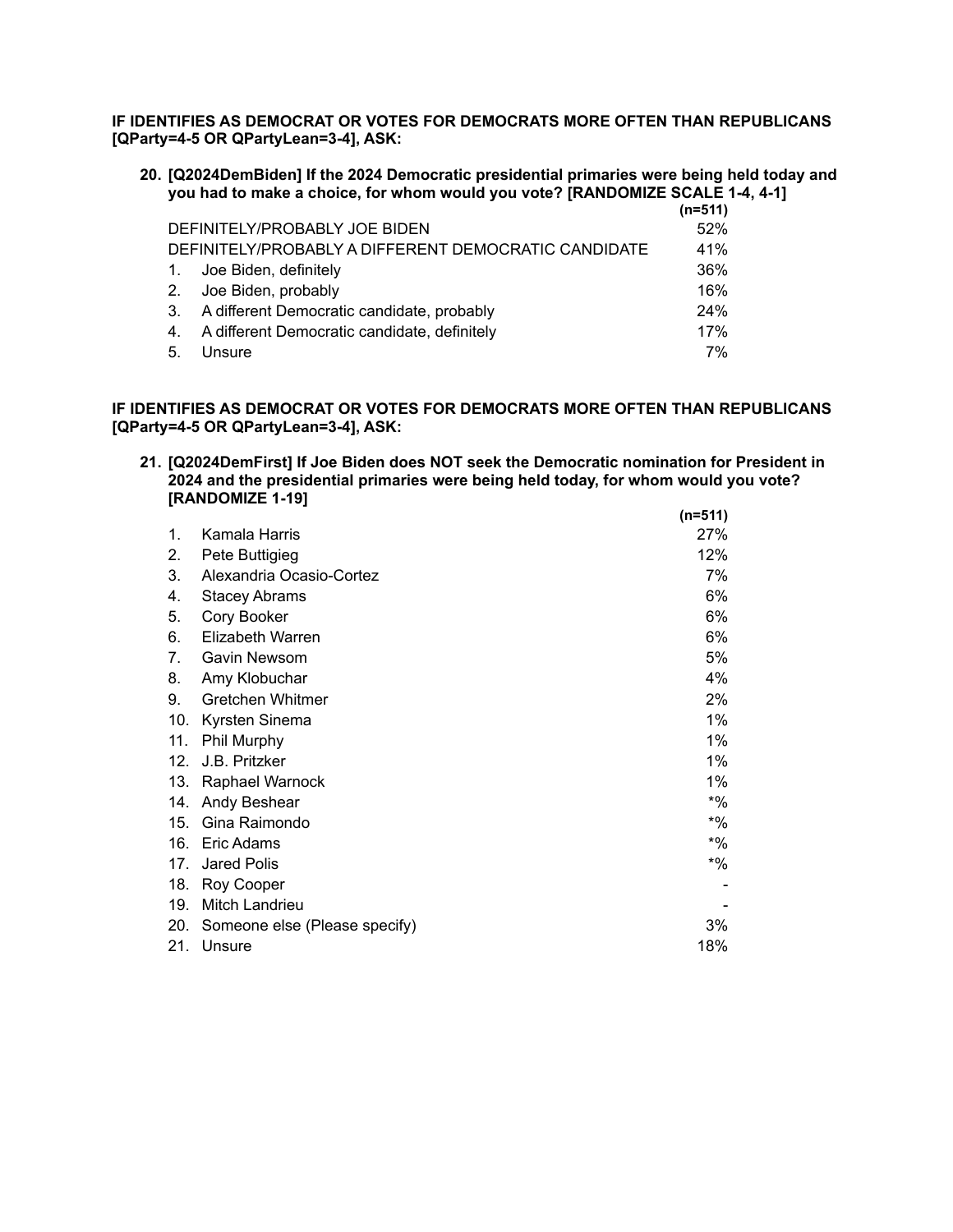**IF IDENTIFIES AS DEMOCRAT OR VOTES FOR DEMOCRATS MORE OFTEN THAN REPUBLICANS [QParty=4-5 OR QPartyLean=3-4], ASK:**

**20. [Q2024DemBiden] If the 2024 Democratic presidential primaries were being held today and you had to make a choice, for whom would you vote? [RANDOMIZE SCALE 1-4, 4-1]**

| | (n=511) |
|---|---|
| DEFINITELY/PROBABLY JOE BIDEN | 52% |
| DEFINITELY/PROBABLY A DIFFERENT DEMOCRATIC CANDIDATE | 41% |
| 1. Joe Biden, definitely | 36% |
| 2. Joe Biden, probably | 16% |
| 3. A different Democratic candidate, probably | 24% |
| 4. A different Democratic candidate, definitely | 17% |
| 5. Unsure | 7% |

**IF IDENTIFIES AS DEMOCRAT OR VOTES FOR DEMOCRATS MORE OFTEN THAN REPUBLICANS [QParty=4-5 OR QPartyLean=3-4], ASK:**

**21. [Q2024DemFirst] If Joe Biden does NOT seek the Democratic nomination for President in 2024 and the presidential primaries were being held today, for whom would you vote? [RANDOMIZE 1-19]**

| | (n=511) |
|---|---|
| 1. Kamala Harris | 27% |
| 2. Pete Buttigieg | 12% |
| 3. Alexandria Ocasio-Cortez | 7% |
| 4. Stacey Abrams | 6% |
| 5. Cory Booker | 6% |
| 6. Elizabeth Warren | 6% |
| 7. Gavin Newsom | 5% |
| 8. Amy Klobuchar | 4% |
| 9. Gretchen Whitmer | 2% |
| 10. Kyrsten Sinema | 1% |
| 11. Phil Murphy | 1% |
| 12. J.B. Pritzker | 1% |
| 13. Raphael Warnock | 1% |
| 14. Andy Beshear | *% |
| 15. Gina Raimondo | *% |
| 16. Eric Adams | *% |
| 17. Jared Polis | *% |
| 18. Roy Cooper | - |
| 19. Mitch Landrieu | - |
| 20. Someone else (Please specify) | 3% |
| 21. Unsure | 18% |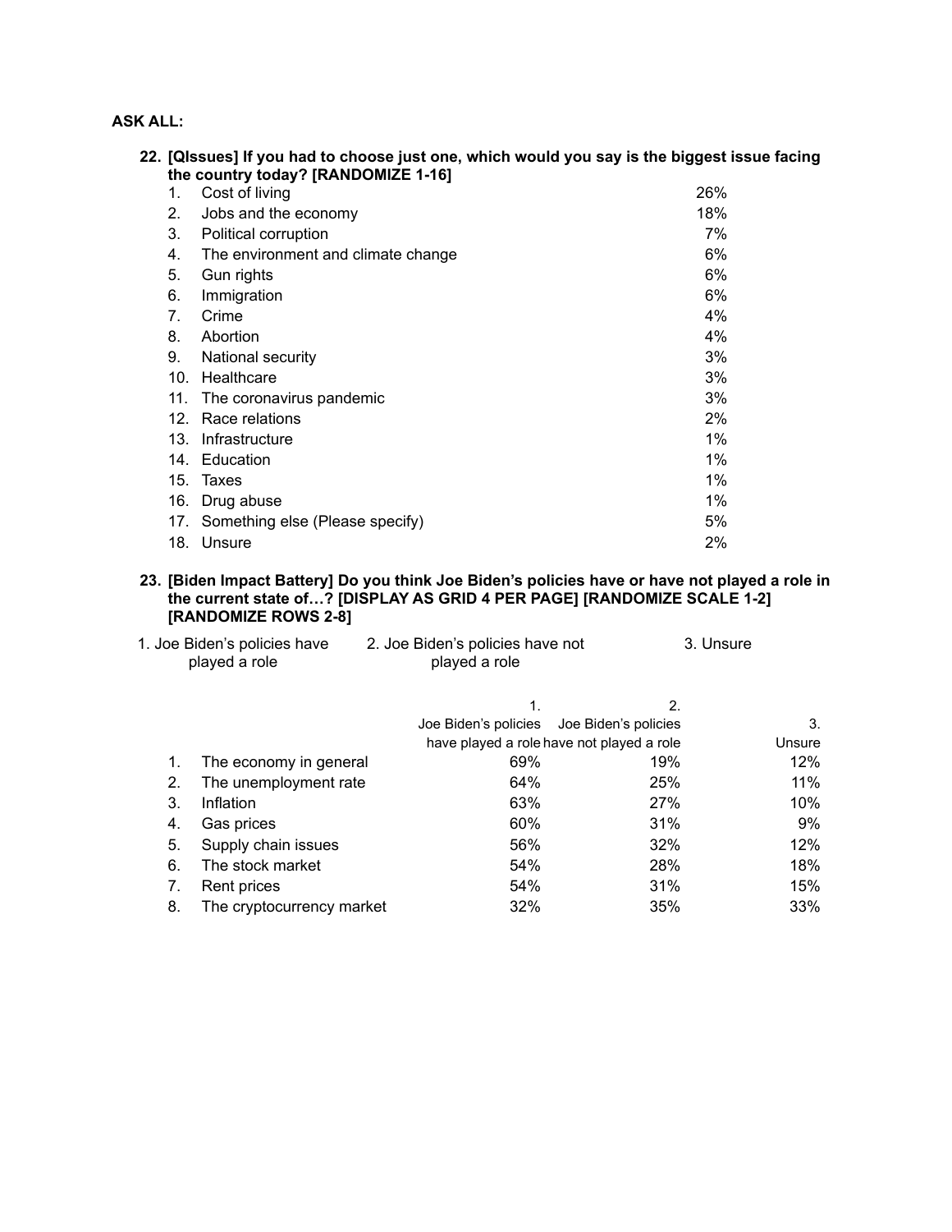**ASK ALL:**

**22. [QIssues] If you had to choose just one, which would you say is the biggest issue facing the country today? [RANDOMIZE 1-16]**

| | | |
|---|---|---|
| 1. | Cost of living | 26% |
| 2. | Jobs and the economy | 18% |
| 3. | Political corruption | 7% |
| 4. | The environment and climate change | 6% |
| 5. | Gun rights | 6% |
| 6. | Immigration | 6% |
| 7. | Crime | 4% |
| 8. | Abortion | 4% |
| 9. | National security | 3% |
| 10. | Healthcare | 3% |
| 11. | The coronavirus pandemic | 3% |
| 12. | Race relations | 2% |
| 13. | Infrastructure | 1% |
| 14. | Education | 1% |
| 15. | Taxes | 1% |
| 16. | Drug abuse | 1% |
| 17. | Something else (Please specify) | 5% |
| 18. | Unsure | 2% |

**23. [Biden Impact Battery] Do you think Joe Biden's policies have or have not played a role in the current state of…? [DISPLAY AS GRID 4 PER PAGE] [RANDOMIZE SCALE 1-2] [RANDOMIZE ROWS 2-8]**

1. Joe Biden's policies have played a role
2. Joe Biden's policies have not played a role
3. Unsure

| | | 1. Joe Biden's policies have played a role | 2. Joe Biden's policies have not played a role | 3. Unsure |
|---|---|---|---|---|
| 1. | The economy in general | 69% | 19% | 12% |
| 2. | The unemployment rate | 64% | 25% | 11% |
| 3. | Inflation | 63% | 27% | 10% |
| 4. | Gas prices | 60% | 31% | 9% |
| 5. | Supply chain issues | 56% | 32% | 12% |
| 6. | The stock market | 54% | 28% | 18% |
| 7. | Rent prices | 54% | 31% | 15% |
| 8. | The cryptocurrency market | 32% | 35% | 33% |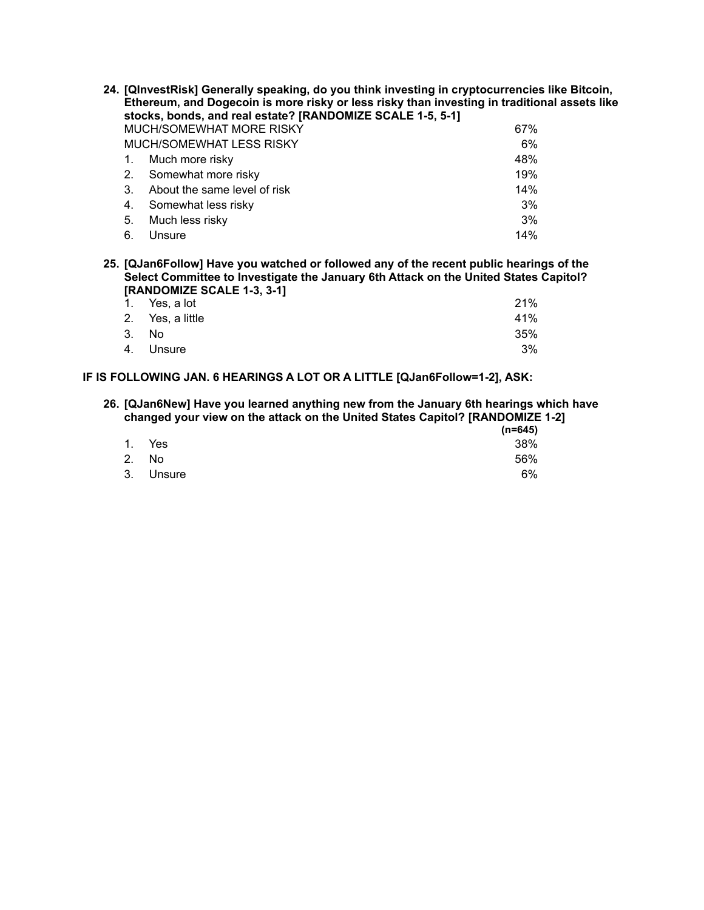**24. [QInvestRisk] Generally speaking, do you think investing in cryptocurrencies like Bitcoin, Ethereum, and Dogecoin is more risky or less risky than investing in traditional assets like stocks, bonds, and real estate? [RANDOMIZE SCALE 1-5, 5-1]**

| | |
|---|---|
| MUCH/SOMEWHAT MORE RISKY | 67% |
| MUCH/SOMEWHAT LESS RISKY | 6% |
| 1. Much more risky | 48% |
| 2. Somewhat more risky | 19% |
| 3. About the same level of risk | 14% |
| 4. Somewhat less risky | 3% |
| 5. Much less risky | 3% |
| 6. Unsure | 14% |

**25. [QJan6Follow] Have you watched or followed any of the recent public hearings of the Select Committee to Investigate the January 6th Attack on the United States Capitol? [RANDOMIZE SCALE 1-3, 3-1]**

| | |
|---|---|
| 1. Yes, a lot | 21% |
| 2. Yes, a little | 41% |
| 3. No | 35% |
| 4. Unsure | 3% |

**IF IS FOLLOWING JAN. 6 HEARINGS A LOT OR A LITTLE [QJan6Follow=1-2], ASK:**

**26. [QJan6New] Have you learned anything new from the January 6th hearings which have changed your view on the attack on the United States Capitol? [RANDOMIZE 1-2]**

| | (n=645) |
|---|---|
| 1. Yes | 38% |
| 2. No | 56% |
| 3. Unsure | 6% |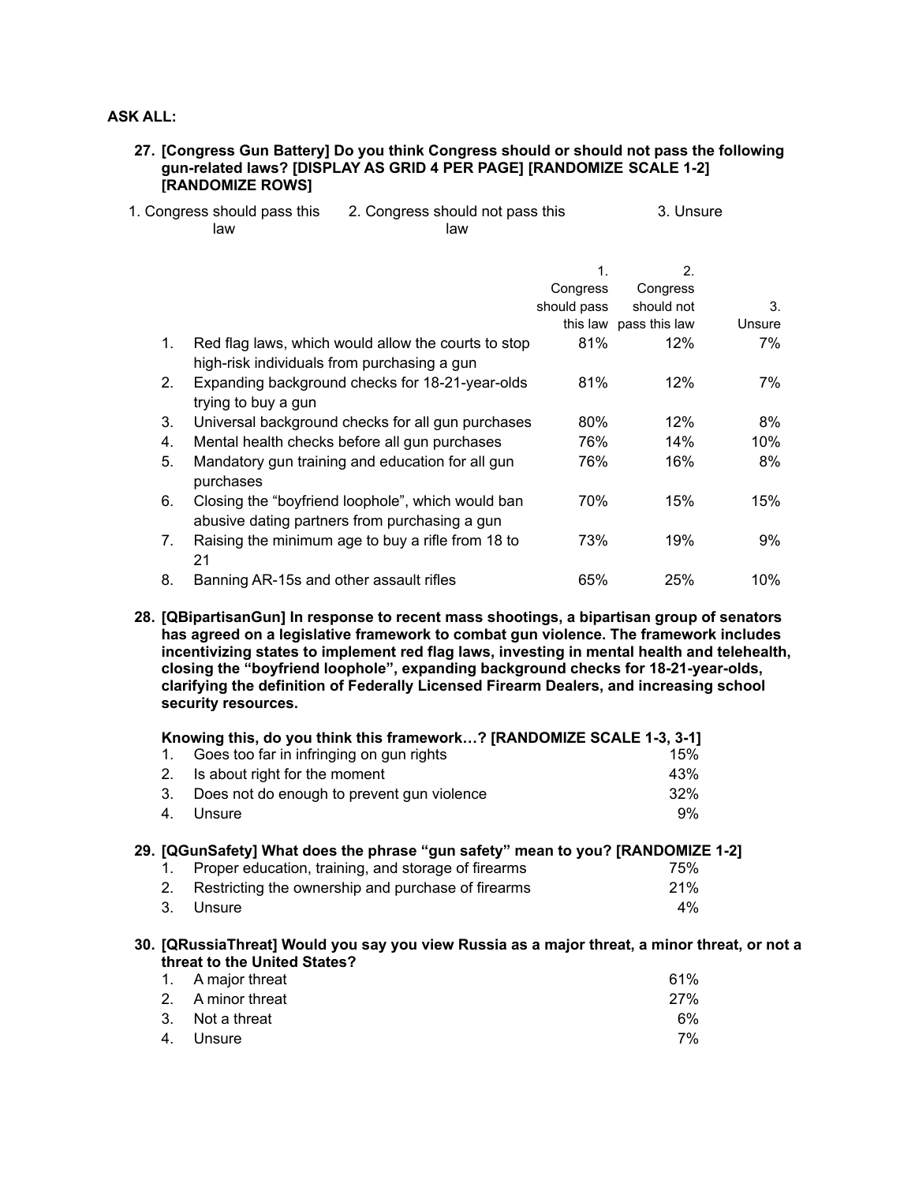**ASK ALL:**

**27. [Congress Gun Battery] Do you think Congress should or should not pass the following gun-related laws? [DISPLAY AS GRID 4 PER PAGE] [RANDOMIZE SCALE 1-2] [RANDOMIZE ROWS]**

1. Congress should pass this law  2. Congress should not pass this law  3. Unsure

| | | 1. Congress should pass this law | 2. Congress should not pass this law | 3. Unsure |
|---|---|---|---|---|
| 1. | Red flag laws, which would allow the courts to stop high-risk individuals from purchasing a gun | 81% | 12% | 7% |
| 2. | Expanding background checks for 18-21-year-olds trying to buy a gun | 81% | 12% | 7% |
| 3. | Universal background checks for all gun purchases | 80% | 12% | 8% |
| 4. | Mental health checks before all gun purchases | 76% | 14% | 10% |
| 5. | Mandatory gun training and education for all gun purchases | 76% | 16% | 8% |
| 6. | Closing the "boyfriend loophole", which would ban abusive dating partners from purchasing a gun | 70% | 15% | 15% |
| 7. | Raising the minimum age to buy a rifle from 18 to 21 | 73% | 19% | 9% |
| 8. | Banning AR-15s and other assault rifles | 65% | 25% | 10% |

**28. [QBipartisanGun] In response to recent mass shootings, a bipartisan group of senators has agreed on a legislative framework to combat gun violence. The framework includes incentivizing states to implement red flag laws, investing in mental health and telehealth, closing the "boyfriend loophole", expanding background checks for 18-21-year-olds, clarifying the definition of Federally Licensed Firearm Dealers, and increasing school security resources.**

**Knowing this, do you think this framework…? [RANDOMIZE SCALE 1-3, 3-1]**

| | | |
|---|---|---|
| 1. | Goes too far in infringing on gun rights | 15% |
| 2. | Is about right for the moment | 43% |
| 3. | Does not do enough to prevent gun violence | 32% |
| 4. | Unsure | 9% |

**29. [QGunSafety] What does the phrase "gun safety" mean to you? [RANDOMIZE 1-2]**

| | | |
|---|---|---|
| 1. | Proper education, training, and storage of firearms | 75% |
| 2. | Restricting the ownership and purchase of firearms | 21% |
| 3. | Unsure | 4% |

**30. [QRussiaThreat] Would you say you view Russia as a major threat, a minor threat, or not a threat to the United States?**

| | | |
|---|---|---|
| 1. | A major threat | 61% |
| 2. | A minor threat | 27% |
| 3. | Not a threat | 6% |
| 4. | Unsure | 7% |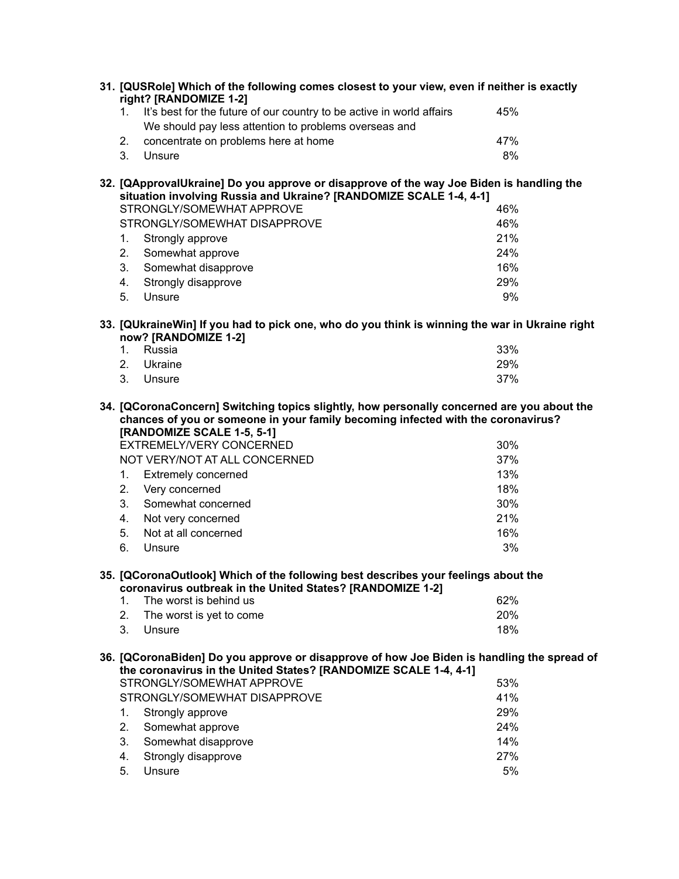**31. [QUSRole] Which of the following comes closest to your view, even if neither is exactly right? [RANDOMIZE 1-2]**

| | | |
|---|---|---|
| 1. | It's best for the future of our country to be active in world affairs | 45% |
| 2. | We should pay less attention to problems overseas and concentrate on problems here at home | 47% |
| 3. | Unsure | 8% |

**32. [QApprovalUkraine] Do you approve or disapprove of the way Joe Biden is handling the situation involving Russia and Ukraine? [RANDOMIZE SCALE 1-4, 4-1]**

| | | |
|---|---|---|
| | STRONGLY/SOMEWHAT APPROVE | 46% |
| | STRONGLY/SOMEWHAT DISAPPROVE | 46% |
| 1. | Strongly approve | 21% |
| 2. | Somewhat approve | 24% |
| 3. | Somewhat disapprove | 16% |
| 4. | Strongly disapprove | 29% |
| 5. | Unsure | 9% |

**33. [QUkraineWin] If you had to pick one, who do you think is winning the war in Ukraine right now? [RANDOMIZE 1-2]**

| | | |
|---|---|---|
| 1. | Russia | 33% |
| 2. | Ukraine | 29% |
| 3. | Unsure | 37% |

**34. [QCoronaConcern] Switching topics slightly, how personally concerned are you about the chances of you or someone in your family becoming infected with the coronavirus? [RANDOMIZE SCALE 1-5, 5-1]**

| | | |
|---|---|---|
| | EXTREMELY/VERY CONCERNED | 30% |
| | NOT VERY/NOT AT ALL CONCERNED | 37% |
| 1. | Extremely concerned | 13% |
| 2. | Very concerned | 18% |
| 3. | Somewhat concerned | 30% |
| 4. | Not very concerned | 21% |
| 5. | Not at all concerned | 16% |
| 6. | Unsure | 3% |

**35. [QCoronaOutlook] Which of the following best describes your feelings about the coronavirus outbreak in the United States? [RANDOMIZE 1-2]**

| | | |
|---|---|---|
| 1. | The worst is behind us | 62% |
| 2. | The worst is yet to come | 20% |
| 3. | Unsure | 18% |

**36. [QCoronaBiden] Do you approve or disapprove of how Joe Biden is handling the spread of the coronavirus in the United States? [RANDOMIZE SCALE 1-4, 4-1]**

| | | |
|---|---|---|
| | STRONGLY/SOMEWHAT APPROVE | 53% |
| | STRONGLY/SOMEWHAT DISAPPROVE | 41% |
| 1. | Strongly approve | 29% |
| 2. | Somewhat approve | 24% |
| 3. | Somewhat disapprove | 14% |
| 4. | Strongly disapprove | 27% |
| 5. | Unsure | 5% |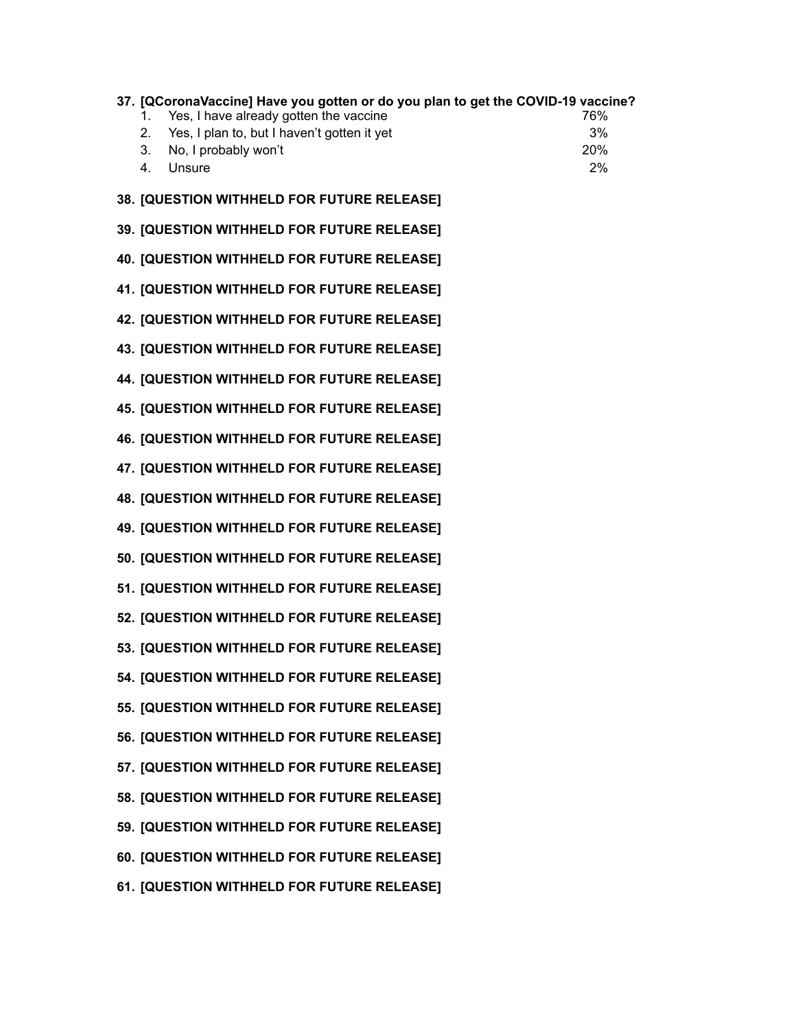**37. [QCoronaVaccine] Have you gotten or do you plan to get the COVID-19 vaccine?**

| | | |
|---|---|---|
| 1. | Yes, I have already gotten the vaccine | 76% |
| 2. | Yes, I plan to, but I haven't gotten it yet | 3% |
| 3. | No, I probably won't | 20% |
| 4. | Unsure | 2% |

**38. [QUESTION WITHHELD FOR FUTURE RELEASE]**

**39. [QUESTION WITHHELD FOR FUTURE RELEASE]**

**40. [QUESTION WITHHELD FOR FUTURE RELEASE]**

**41. [QUESTION WITHHELD FOR FUTURE RELEASE]**

**42. [QUESTION WITHHELD FOR FUTURE RELEASE]**

**43. [QUESTION WITHHELD FOR FUTURE RELEASE]**

**44. [QUESTION WITHHELD FOR FUTURE RELEASE]**

**45. [QUESTION WITHHELD FOR FUTURE RELEASE]**

**46. [QUESTION WITHHELD FOR FUTURE RELEASE]**

**47. [QUESTION WITHHELD FOR FUTURE RELEASE]**

**48. [QUESTION WITHHELD FOR FUTURE RELEASE]**

**49. [QUESTION WITHHELD FOR FUTURE RELEASE]**

**50. [QUESTION WITHHELD FOR FUTURE RELEASE]**

**51. [QUESTION WITHHELD FOR FUTURE RELEASE]**

**52. [QUESTION WITHHELD FOR FUTURE RELEASE]**

**53. [QUESTION WITHHELD FOR FUTURE RELEASE]**

**54. [QUESTION WITHHELD FOR FUTURE RELEASE]**

**55. [QUESTION WITHHELD FOR FUTURE RELEASE]**

**56. [QUESTION WITHHELD FOR FUTURE RELEASE]**

**57. [QUESTION WITHHELD FOR FUTURE RELEASE]**

**58. [QUESTION WITHHELD FOR FUTURE RELEASE]**

**59. [QUESTION WITHHELD FOR FUTURE RELEASE]**

**60. [QUESTION WITHHELD FOR FUTURE RELEASE]**

**61. [QUESTION WITHHELD FOR FUTURE RELEASE]**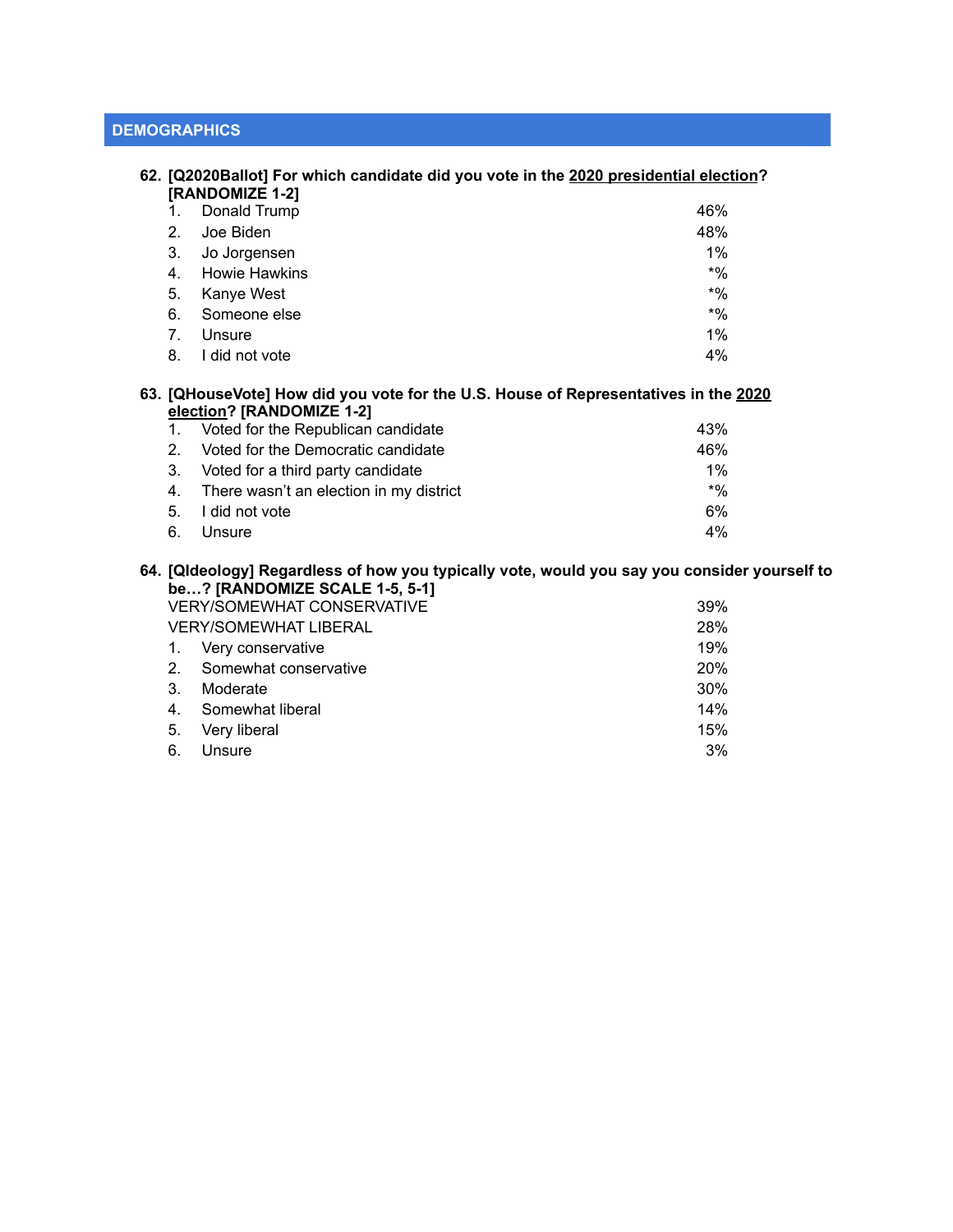## DEMOGRAPHICS

**62. [Q2020Ballot] For which candidate did you vote in the 2020 presidential election? [RANDOMIZE 1-2]**

| | |
|---|---|
| 1. Donald Trump | 46% |
| 2. Joe Biden | 48% |
| 3. Jo Jorgensen | 1% |
| 4. Howie Hawkins | *% |
| 5. Kanye West | *% |
| 6. Someone else | *% |
| 7. Unsure | 1% |
| 8. I did not vote | 4% |

**63. [QHouseVote] How did you vote for the U.S. House of Representatives in the 2020 election? [RANDOMIZE 1-2]**

| | |
|---|---|
| 1. Voted for the Republican candidate | 43% |
| 2. Voted for the Democratic candidate | 46% |
| 3. Voted for a third party candidate | 1% |
| 4. There wasn't an election in my district | *% |
| 5. I did not vote | 6% |
| 6. Unsure | 4% |

**64. [QIdeology] Regardless of how you typically vote, would you say you consider yourself to be…? [RANDOMIZE SCALE 1-5, 5-1]**

| | |
|---|---|
| VERY/SOMEWHAT CONSERVATIVE | 39% |
| VERY/SOMEWHAT LIBERAL | 28% |
| 1. Very conservative | 19% |
| 2. Somewhat conservative | 20% |
| 3. Moderate | 30% |
| 4. Somewhat liberal | 14% |
| 5. Very liberal | 15% |
| 6. Unsure | 3% |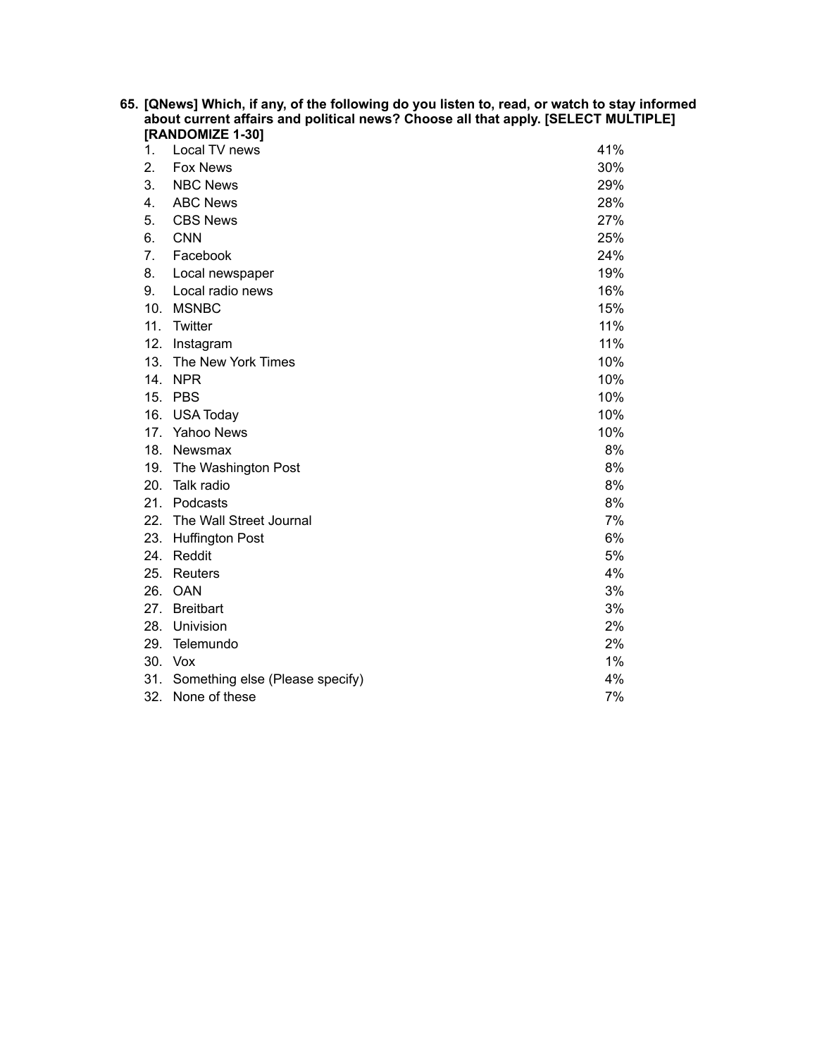**65. [QNews] Which, if any, of the following do you listen to, read, or watch to stay informed about current affairs and political news? Choose all that apply. [SELECT MULTIPLE] [RANDOMIZE 1-30]**

| | | |
|---|---|---|
| 1. | Local TV news | 41% |
| 2. | Fox News | 30% |
| 3. | NBC News | 29% |
| 4. | ABC News | 28% |
| 5. | CBS News | 27% |
| 6. | CNN | 25% |
| 7. | Facebook | 24% |
| 8. | Local newspaper | 19% |
| 9. | Local radio news | 16% |
| 10. | MSNBC | 15% |
| 11. | Twitter | 11% |
| 12. | Instagram | 11% |
| 13. | The New York Times | 10% |
| 14. | NPR | 10% |
| 15. | PBS | 10% |
| 16. | USA Today | 10% |
| 17. | Yahoo News | 10% |
| 18. | Newsmax | 8% |
| 19. | The Washington Post | 8% |
| 20. | Talk radio | 8% |
| 21. | Podcasts | 8% |
| 22. | The Wall Street Journal | 7% |
| 23. | Huffington Post | 6% |
| 24. | Reddit | 5% |
| 25. | Reuters | 4% |
| 26. | OAN | 3% |
| 27. | Breitbart | 3% |
| 28. | Univision | 2% |
| 29. | Telemundo | 2% |
| 30. | Vox | 1% |
| 31. | Something else (Please specify) | 4% |
| 32. | None of these | 7% |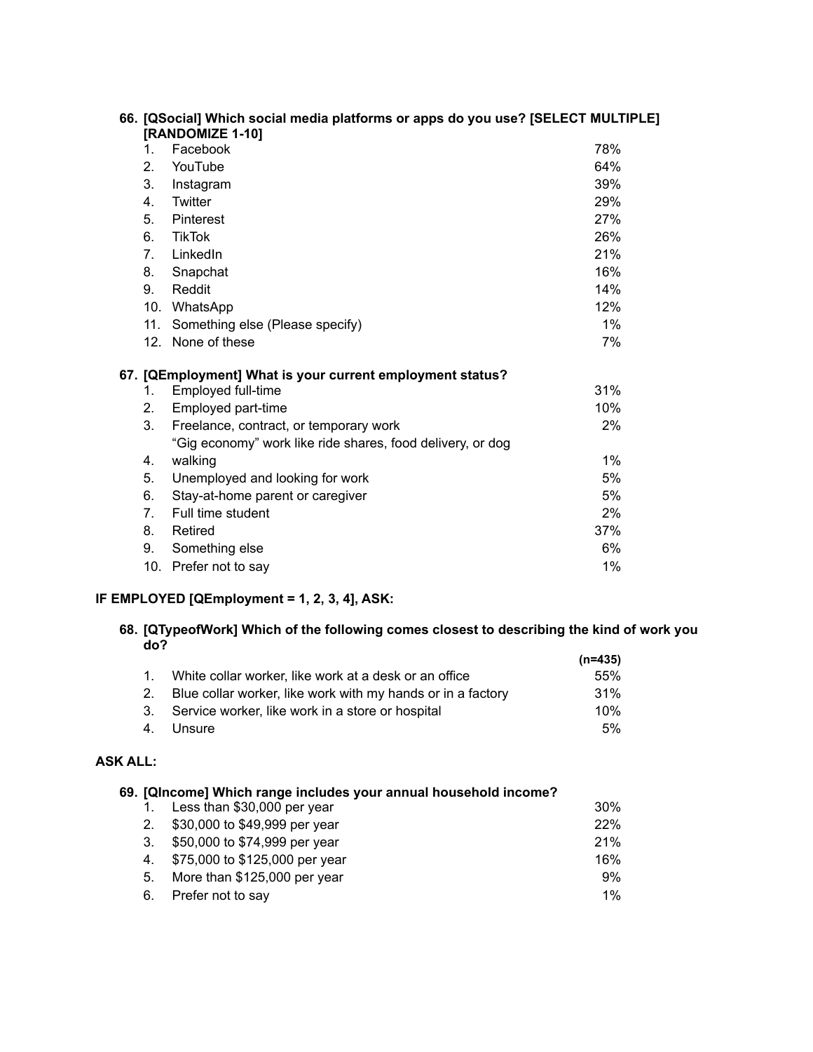**66. [QSocial] Which social media platforms or apps do you use? [SELECT MULTIPLE] [RANDOMIZE 1-10]**

| | | |
|---|---|---|
| 1. | Facebook | 78% |
| 2. | YouTube | 64% |
| 3. | Instagram | 39% |
| 4. | Twitter | 29% |
| 5. | Pinterest | 27% |
| 6. | TikTok | 26% |
| 7. | LinkedIn | 21% |
| 8. | Snapchat | 16% |
| 9. | Reddit | 14% |
| 10. | WhatsApp | 12% |
| 11. | Something else (Please specify) | 1% |
| 12. | None of these | 7% |

**67. [QEmployment] What is your current employment status?**

| | | |
|---|---|---|
| 1. | Employed full-time | 31% |
| 2. | Employed part-time | 10% |
| 3. | Freelance, contract, or temporary work | 2% |
| 4. | "Gig economy" work like ride shares, food delivery, or dog walking | 1% |
| 5. | Unemployed and looking for work | 5% |
| 6. | Stay-at-home parent or caregiver | 5% |
| 7. | Full time student | 2% |
| 8. | Retired | 37% |
| 9. | Something else | 6% |
| 10. | Prefer not to say | 1% |

**IF EMPLOYED [QEmployment = 1, 2, 3, 4], ASK:**

**68. [QTypeofWork] Which of the following comes closest to describing the kind of work you do?**

| | | (n=435) |
|---|---|---|
| 1. | White collar worker, like work at a desk or an office | 55% |
| 2. | Blue collar worker, like work with my hands or in a factory | 31% |
| 3. | Service worker, like work in a store or hospital | 10% |
| 4. | Unsure | 5% |

**ASK ALL:**

**69. [QIncome] Which range includes your annual household income?**

| | | |
|---|---|---|
| 1. | Less than $30,000 per year | 30% |
| 2. | $30,000 to $49,999 per year | 22% |
| 3. | $50,000 to $74,999 per year | 21% |
| 4. | $75,000 to $125,000 per year | 16% |
| 5. | More than $125,000 per year | 9% |
| 6. | Prefer not to say | 1% |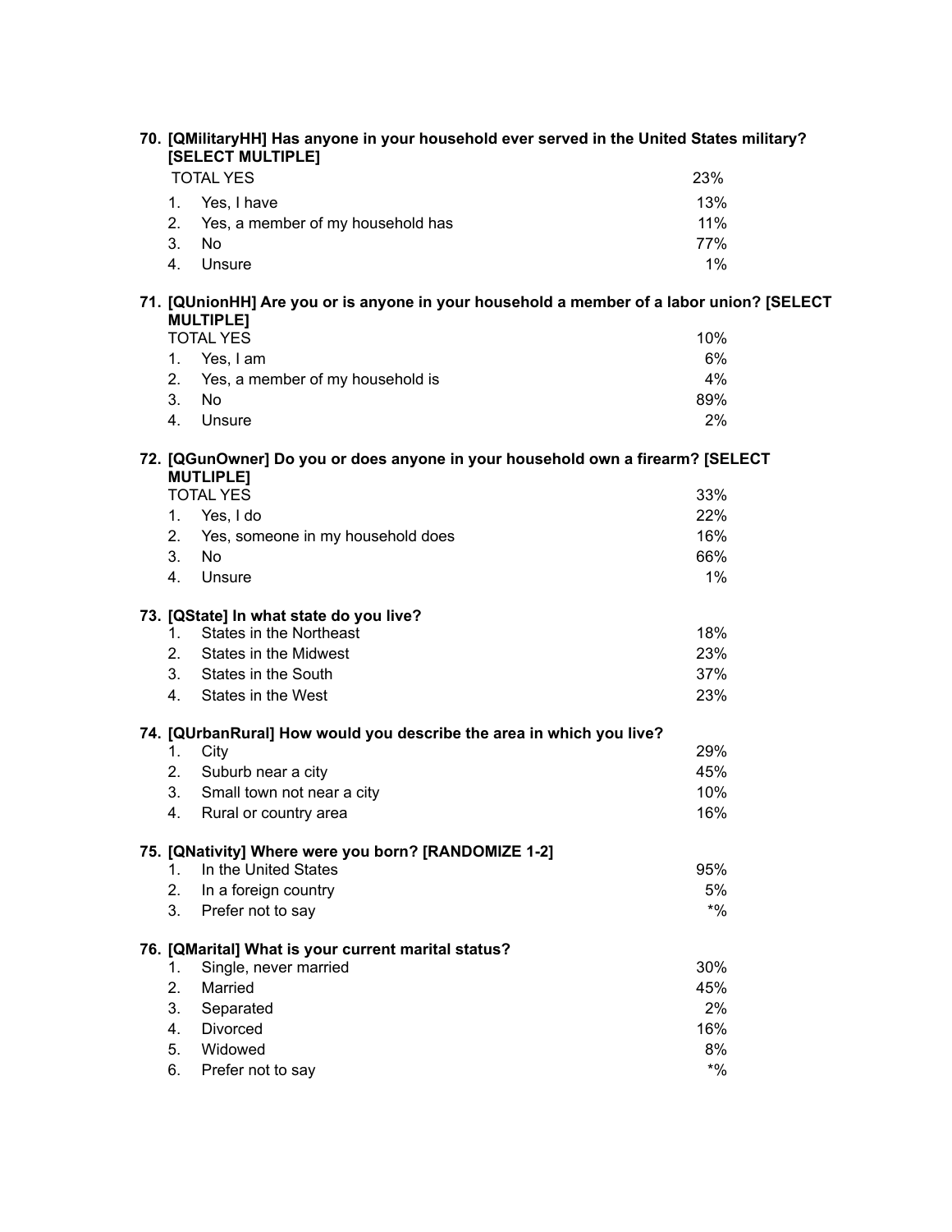**70. [QMilitaryHH] Has anyone in your household ever served in the United States military? [SELECT MULTIPLE]**

| | |
|---|---|
| TOTAL YES | 23% |
| 1. Yes, I have | 13% |
| 2. Yes, a member of my household has | 11% |
| 3. No | 77% |
| 4. Unsure | 1% |

**71. [QUnionHH] Are you or is anyone in your household a member of a labor union? [SELECT MULTIPLE]**

| | |
|---|---|
| TOTAL YES | 10% |
| 1. Yes, I am | 6% |
| 2. Yes, a member of my household is | 4% |
| 3. No | 89% |
| 4. Unsure | 2% |

**72. [QGunOwner] Do you or does anyone in your household own a firearm? [SELECT MUTLIPLE]**

| | |
|---|---|
| TOTAL YES | 33% |
| 1. Yes, I do | 22% |
| 2. Yes, someone in my household does | 16% |
| 3. No | 66% |
| 4. Unsure | 1% |

**73. [QState] In what state do you live?**

| | |
|---|---|
| 1. States in the Northeast | 18% |
| 2. States in the Midwest | 23% |
| 3. States in the South | 37% |
| 4. States in the West | 23% |

**74. [QUrbanRural] How would you describe the area in which you live?**

| | |
|---|---|
| 1. City | 29% |
| 2. Suburb near a city | 45% |
| 3. Small town not near a city | 10% |
| 4. Rural or country area | 16% |

**75. [QNativity] Where were you born? [RANDOMIZE 1-2]**

| | |
|---|---|
| 1. In the United States | 95% |
| 2. In a foreign country | 5% |
| 3. Prefer not to say | *% |

**76. [QMarital] What is your current marital status?**

| | |
|---|---|
| 1. Single, never married | 30% |
| 2. Married | 45% |
| 3. Separated | 2% |
| 4. Divorced | 16% |
| 5. Widowed | 8% |
| 6. Prefer not to say | *% |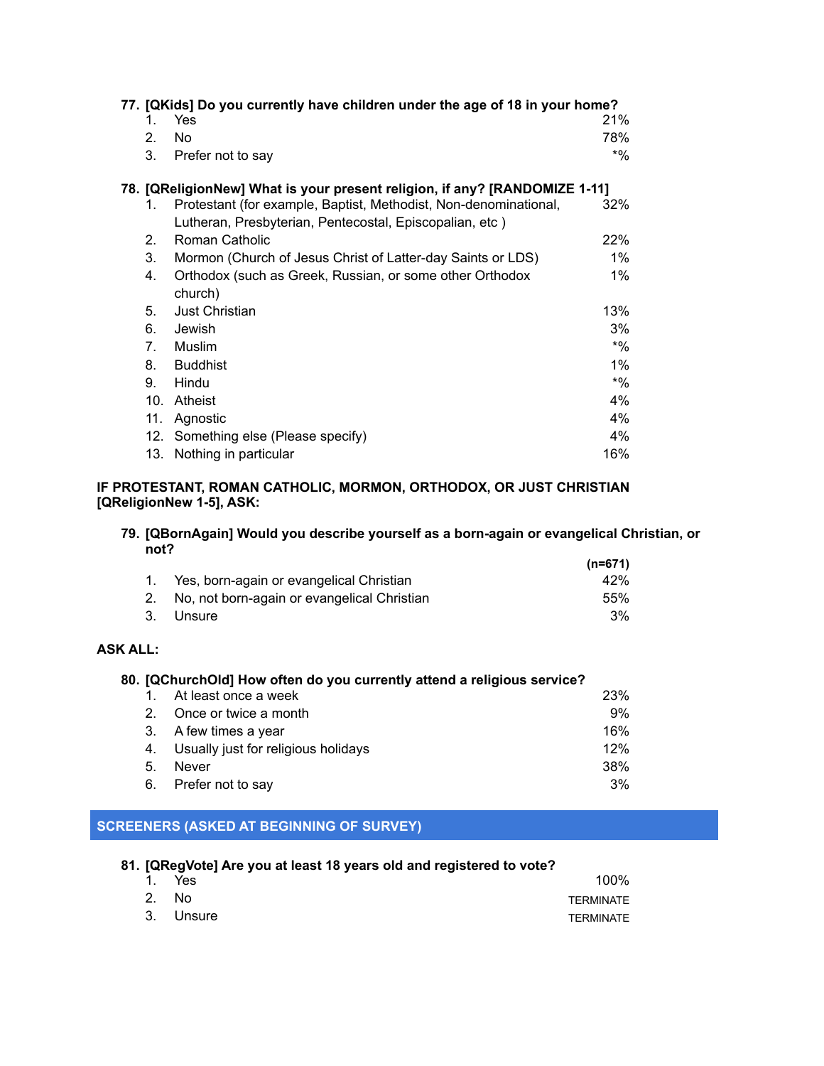**77. [QKids] Do you currently have children under the age of 18 in your home?**

| | | |
|---|---|---|
| 1. | Yes | 21% |
| 2. | No | 78% |
| 3. | Prefer not to say | *% |

**78. [QReligionNew] What is your present religion, if any? [RANDOMIZE 1-11]**

| | | |
|---|---|---|
| 1. | Protestant (for example, Baptist, Methodist, Non-denominational, Lutheran, Presbyterian, Pentecostal, Episcopalian, etc ) | 32% |
| 2. | Roman Catholic | 22% |
| 3. | Mormon (Church of Jesus Christ of Latter-day Saints or LDS) | 1% |
| 4. | Orthodox (such as Greek, Russian, or some other Orthodox church) | 1% |
| 5. | Just Christian | 13% |
| 6. | Jewish | 3% |
| 7. | Muslim | *% |
| 8. | Buddhist | 1% |
| 9. | Hindu | *% |
| 10. | Atheist | 4% |
| 11. | Agnostic | 4% |
| 12. | Something else (Please specify) | 4% |
| 13. | Nothing in particular | 16% |

**IF PROTESTANT, ROMAN CATHOLIC, MORMON, ORTHODOX, OR JUST CHRISTIAN [QReligionNew 1-5], ASK:**

**79. [QBornAgain] Would you describe yourself as a born-again or evangelical Christian, or not?**

| | | (n=671) |
|---|---|---|
| 1. | Yes, born-again or evangelical Christian | 42% |
| 2. | No, not born-again or evangelical Christian | 55% |
| 3. | Unsure | 3% |

**ASK ALL:**

**80. [QChurchOld] How often do you currently attend a religious service?**

| | | |
|---|---|---|
| 1. | At least once a week | 23% |
| 2. | Once or twice a month | 9% |
| 3. | A few times a year | 16% |
| 4. | Usually just for religious holidays | 12% |
| 5. | Never | 38% |
| 6. | Prefer not to say | 3% |

## SCREENERS (ASKED AT BEGINNING OF SURVEY)

**81. [QRegVote] Are you at least 18 years old and registered to vote?**

| | | |
|---|---|---|
| 1. | Yes | 100% |
| 2. | No | TERMINATE |
| 3. | Unsure | TERMINATE |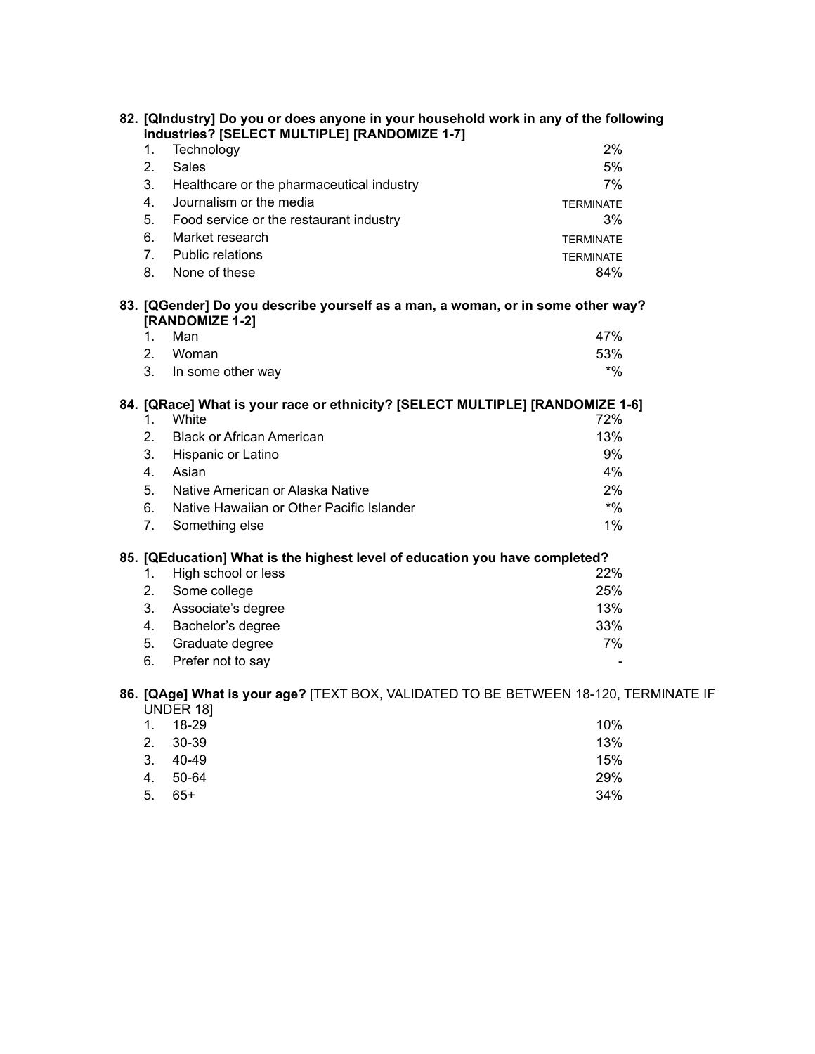**82. [QIndustry] Do you or does anyone in your household work in any of the following industries? [SELECT MULTIPLE] [RANDOMIZE 1-7]**

| | | |
|---|---|---|
| 1. | Technology | 2% |
| 2. | Sales | 5% |
| 3. | Healthcare or the pharmaceutical industry | 7% |
| 4. | Journalism or the media | TERMINATE |
| 5. | Food service or the restaurant industry | 3% |
| 6. | Market research | TERMINATE |
| 7. | Public relations | TERMINATE |
| 8. | None of these | 84% |

**83. [QGender] Do you describe yourself as a man, a woman, or in some other way? [RANDOMIZE 1-2]**

| | | |
|---|---|---|
| 1. | Man | 47% |
| 2. | Woman | 53% |
| 3. | In some other way | *% |

**84. [QRace] What is your race or ethnicity? [SELECT MULTIPLE] [RANDOMIZE 1-6]**

| | | |
|---|---|---|
| 1. | White | 72% |
| 2. | Black or African American | 13% |
| 3. | Hispanic or Latino | 9% |
| 4. | Asian | 4% |
| 5. | Native American or Alaska Native | 2% |
| 6. | Native Hawaiian or Other Pacific Islander | *% |
| 7. | Something else | 1% |

**85. [QEducation] What is the highest level of education you have completed?**

| | | |
|---|---|---|
| 1. | High school or less | 22% |
| 2. | Some college | 25% |
| 3. | Associate's degree | 13% |
| 4. | Bachelor's degree | 33% |
| 5. | Graduate degree | 7% |
| 6. | Prefer not to say | - |

**86. [QAge] What is your age?** [TEXT BOX, VALIDATED TO BE BETWEEN 18-120, TERMINATE IF UNDER 18]

| | | |
|---|---|---|
| 1. | 18-29 | 10% |
| 2. | 30-39 | 13% |
| 3. | 40-49 | 15% |
| 4. | 50-64 | 29% |
| 5. | 65+ | 34% |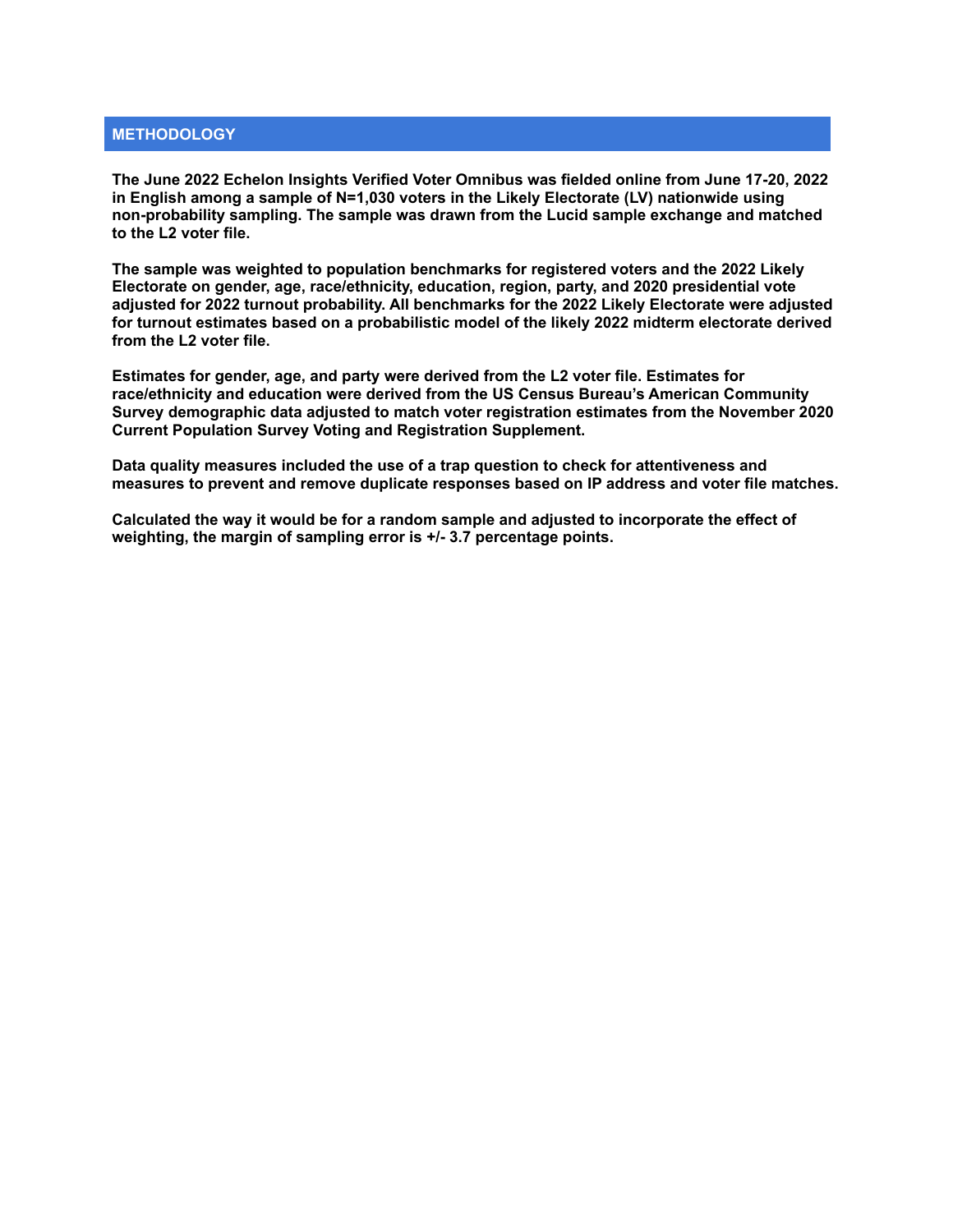## METHODOLOGY

**The June 2022 Echelon Insights Verified Voter Omnibus was fielded online from June 17-20, 2022 in English among a sample of N=1,030 voters in the Likely Electorate (LV) nationwide using non-probability sampling. The sample was drawn from the Lucid sample exchange and matched to the L2 voter file.**

**The sample was weighted to population benchmarks for registered voters and the 2022 Likely Electorate on gender, age, race/ethnicity, education, region, party, and 2020 presidential vote adjusted for 2022 turnout probability. All benchmarks for the 2022 Likely Electorate were adjusted for turnout estimates based on a probabilistic model of the likely 2022 midterm electorate derived from the L2 voter file.**

**Estimates for gender, age, and party were derived from the L2 voter file. Estimates for race/ethnicity and education were derived from the US Census Bureau's American Community Survey demographic data adjusted to match voter registration estimates from the November 2020 Current Population Survey Voting and Registration Supplement.**

**Data quality measures included the use of a trap question to check for attentiveness and measures to prevent and remove duplicate responses based on IP address and voter file matches.**

**Calculated the way it would be for a random sample and adjusted to incorporate the effect of weighting, the margin of sampling error is +/- 3.7 percentage points.**